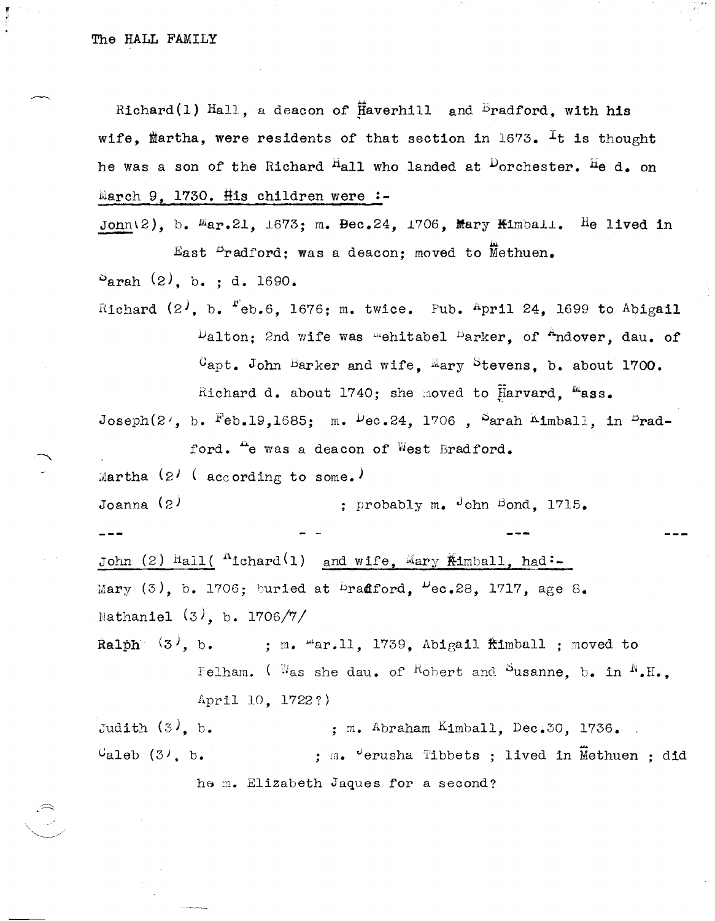# The HALL FAMILY

Richard(1) Hall, a deacon of Haverhill and Bradford, with his wife, Martha, were residents of that section in 1673. It is thought he was a son of the Richard Hall who landed at Dorchester. He d. on March 9, 1730. His children were :-

John(2), b. Mar.21, 1673; m. Dec.24, 1706, Mary Kimball. He lived in East Bradford; was a deacon; moved to Methuen.

Sarah (2), b. ; d. 1690.

Richard (2), b. Feb.6, 1676; m. twice. Pub. April 24, 1699 to Abigail Dalton; 2nd wife was Mehitabel Barker, of Andover, dau. of Capt. John Barker and wife, Mary Stevens, b. about 1700. Richard d. about 1740; she moved to Harvard, Mass.

Joseph(2), b. Feb.19,1685; m. Dec.24, 1706 , Sarah Kimball, in Bradford. He was a deacon of West Bradford.

Martha (2) ( according to some.)

Joanna (2) ; probably m. John Bond, 1715.

---

John (2) Hall( Richard(1) and wife, Mary Kimball, had:-

Mary (3), b. 1706; buried at Bradford, Dec.28, 1717, age 8.

Nathaniel (3), b. 1706/7/

Ralph (3), b. ; m. Mar.11, 1739, Abigail Kimball ; moved to Pelham. ( Was she dau. of Robert and Susanne, b. in N.H., April 10, 1722?)

Judith (3), b. ; m. Abraham Kimball, Dec.30, 1736.

Caleb (3), b. ; m. Jerusha Tibbets ; lived in Methuen ; did he m. Elizabeth Jaques for a second?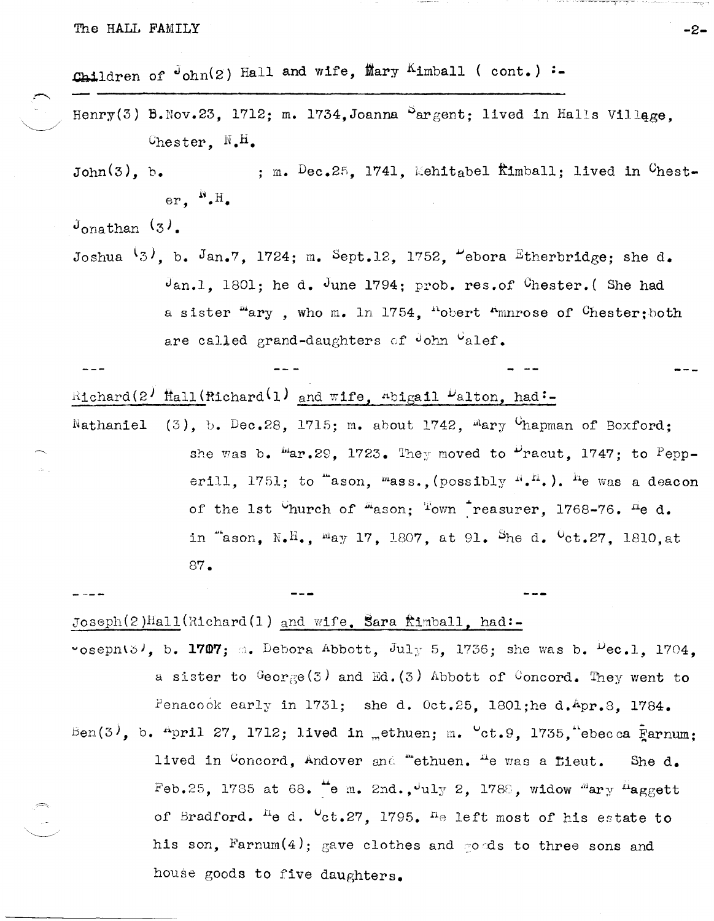Children of John(2) Hall and wife, Mary Kimball ( cont.) :-

Henry(3) B.Nov.23, 1712; m. 1734, Joanna Sargent; lived in Halls Village, Chester, N.H.

John(3), b. ; m. Dec.25, 1741, Mehitabel Kimball; lived in Chester, N.H.

Jonathan (3).

Joshua (3), b. Jan.7, 1724; m. Sept.12, 1752, Debora Etherbridge; she d. Jan.1, 1801; he d. June 1794; prob. res.of Chester.( She had a sister Mary , who m. in 1754, Robert Amnrose of Chester;both are called grand-daughters of John Calef.

--- --- -- ---

Richard(2) Hall(Richard(1) and wife, Abigail Dalton, had:-

Nathaniel (3), b. Dec.28, 1715; m. about 1742, Mary Chapman of Boxford; she was b. Mar.29, 1723. They moved to Dracut, 1747; to Pepperill, 1751; to Mason, Mass.,(possibly N.H.). He was a deacon of the 1st Church of Mason; Town Treasurer, 1768-76. He d. in Mason, N.H., May 17, 1807, at 91. She d. Oct.27, 1810,at 87.

---- --- ---

Joseph(2)Hall(Richard(1) and wife, Sara Kimball, had:-

Joseph(3), b. **1707**; m. Debora Abbott, July 5, 1736; she was b. Dec.1, 1704, a sister to George(3) and Ed.(3) Abbott of Concord. They went to Penacook early in 1731; she d. Oct.25, 1801;he d.Apr.8, 1784.

Ben(3), b. April 27, 1712; lived in Methuen; m. Oct.9, 1735, Rebecca Farnum; lived in Concord, Andover and Methuen. He was a Lieut. She d. Feb.25, 1785 at 68. He m. 2nd., July 2, 1788, widow Mary Haggett of Bradford. He d. Oct.27, 1795. He left most of his estate to his son, Farnum(4); gave clothes and goods to three sons and house goods to five daughters.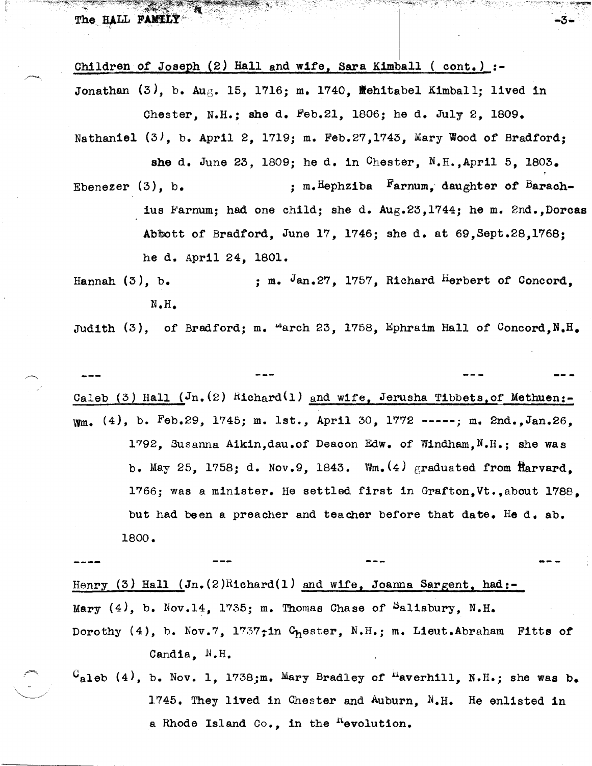Children of Joseph (2) Hall and wife, Sara Kimball ( cont.) :-

Jonathan (3), b. Aug. 15, 1716; m. 1740, Mehitabel Kimball; lived in Chester, N.H.; she d. Feb.21, 1806; he d. July 2, 1809.

Nathaniel (3), b. April 2, 1719; m. Feb.27,1743, Mary Wood of Bradford; she d. June 23, 1809; he d. in Chester, N.H.,April 5, 1803.

Ebenezer (3), b.                    ; m.Hephziba Farnum, daughter of Barachius Farnum; had one child; she d. Aug.23,1744; he m. 2nd.,Dorcas Abbott of Bradford, June 17, 1746; she d. at 69,Sept.28,1768; he d. April 24, 1801.

Hannah (3), b.                    ; m. Jan.27, 1757, Richard Herbert of Concord, N.H.

Judith (3), of Bradford; m. March 23, 1758, Ephraim Hall of Concord,N.H.

--- --- --- ---

Caleb (3) Hall (Jn.(2) Richard(1) and wife, Jerusha Tibbets,of Methuen:-

Wm. (4), b. Feb.29, 1745; m. 1st., April 30, 1772 -----; m. 2nd.,Jan.26, 1792, Susanna Aikin,dau.of Deacon Edw. of Windham,N.H.; she was b. May 25, 1758; d. Nov.9, 1843. Wm.(4) graduated from Harvard, 1766; was a minister. He settled first in Grafton,Vt.,about 1788, but had been a preacher and teacher before that date. He d. ab. 1800.

---- --- --- ---

Henry (3) Hall (Jn.(2)Richard(1) and wife, Joanna Sargent, had:-

Mary (4), b. Nov.14, 1735; m. Thomas Chase of Salisbury, N.H.

Dorothy (4), b. Nov.7, 1737;in Chester, N.H.; m. Lieut.Abraham Fitts of Candia, N.H.

Caleb (4), b. Nov. 1, 1738;m. Mary Bradley of Haverhill, N.H.; she was b. 1745. They lived in Chester and Auburn, N.H. He enlisted in a Rhode Island Co., in the Revolution.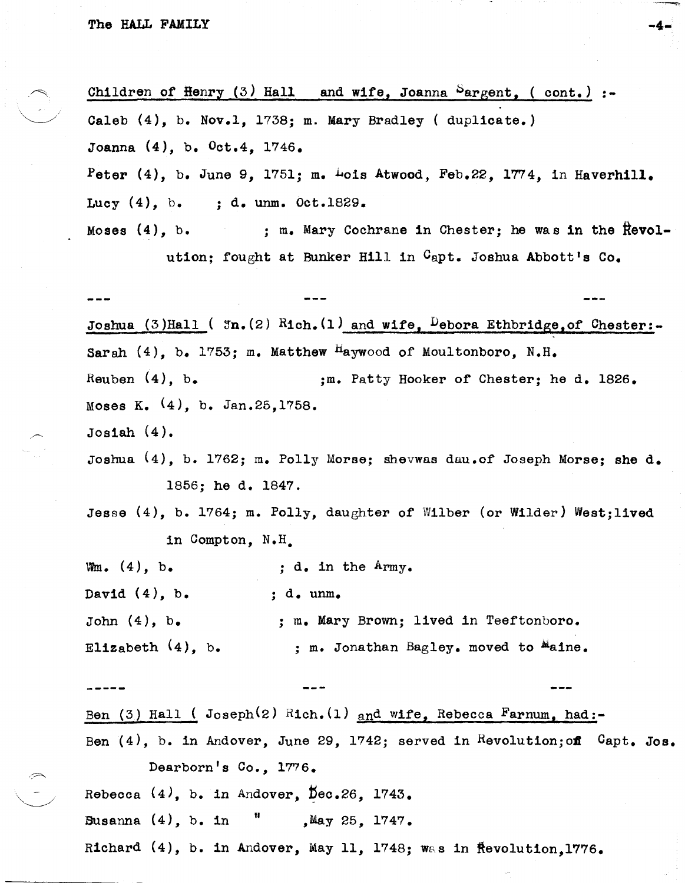Children of Henry (3) Hall and wife, Joanna Sargent, ( cont.) :-

Caleb (4), b. Nov.1, 1738; m. Mary Bradley ( duplicate.)

Joanna (4), b. Oct.4, 1746.

Peter (4), b. June 9, 1751; m. Lois Atwood, Feb.22, 1774, in Haverhill.

Lucy (4), b. ; d. unm. Oct.1829.

Moses (4), b. ; m. Mary Cochrane in Chester; he was in the Revolution; fought at Bunker Hill in Capt. Joshua Abbott's Co.

--- --- ---

Joshua (3)Hall ( Jn.(2) Rich.(1) and wife, Debora Ethbridge,of Chester:-

Sarah (4), b. 1753; m. Matthew Haywood of Moultonboro, N.H.

Reuben (4), b. ;m. Patty Hooker of Chester; he d. 1826.

Moses K. (4), b. Jan.25,1758.

Josiah (4).

Joshua (4), b. 1762; m. Polly Morse; shevwas dau.of Joseph Morse; she d. 1856; he d. 1847.

Jesse (4), b. 1764; m. Polly, daughter of Wilber (or Wilder) West;lived in Compton, N.H.

Wm. (4), b. ; d. in the Army.

David (4), b. ; d. unm.

John (4), b. ; m. Mary Brown; lived in Teeftonboro.

Elizabeth (4), b. ; m. Jonathan Bagley. moved to Maine.

----- --- ---

Ben (3) Hall ( Joseph(2) Rich.(1) and wife, Rebecca Farnum, had:-

Ben (4), b. in Andover, June 29, 1742; served in Revolution;off Capt. Jos. Dearborn's Co., 1776.

Rebecca (4), b. in Andover, Dec.26, 1743.

Susanna (4), b. in " ,May 25, 1747.

Richard (4), b. in Andover, May 11, 1748; was in Revolution,1776.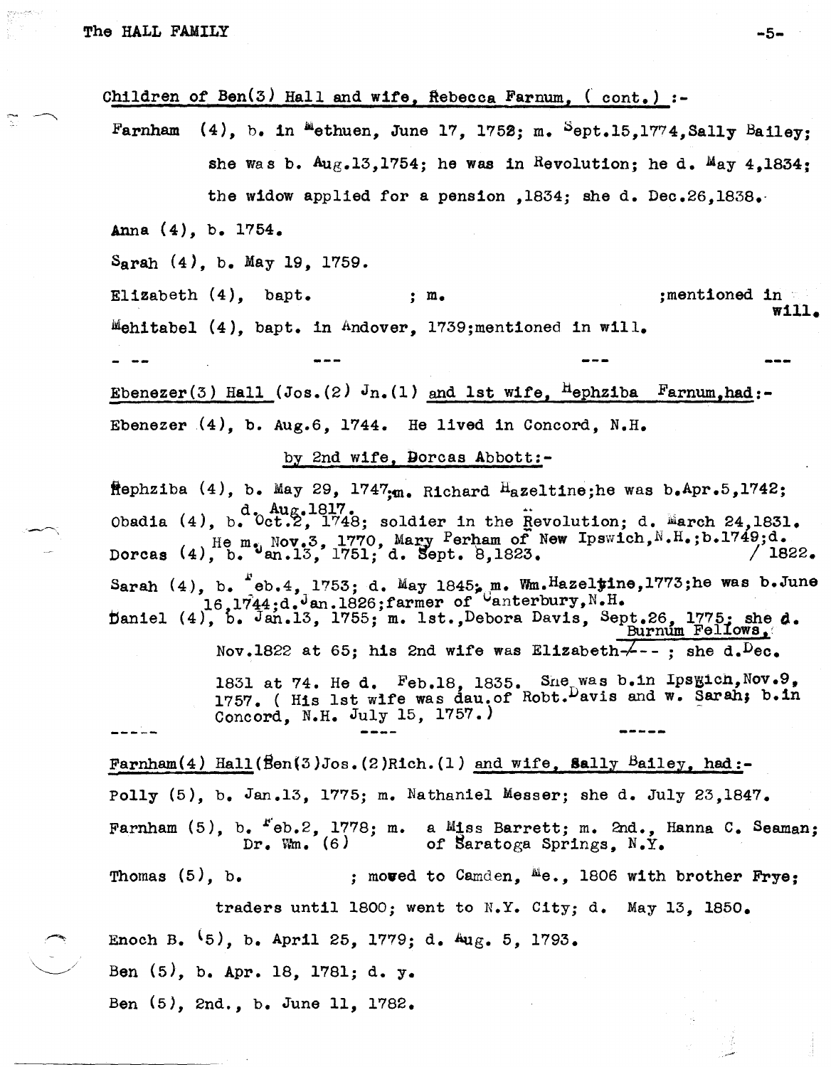Children of Ben(3) Hall and wife, Rebecca Farnum, ( cont.) :-

Farnham (4), b. in Methuen, June 17, 1752; m. Sept.15,1774,Sally Bailey; she was b. Aug.13,1754; he was in Revolution; he d. May 4,1834; the widow applied for a pension ,1834; she d. Dec.26,1838.

Anna (4), b. 1754.

Sarah (4), b. May 19, 1759.

Elizabeth (4), bapt. ; m. ;mentioned in will.

Mehitabel (4), bapt. in Andover, 1739;mentioned in will.

- -- --- --- ---

Ebenezer(3) Hall (Jos.(2) Jn.(1) and 1st wife, Hephziba Farnum,had:-

Ebenezer (4), b. Aug.6, 1744. He lived in Concord, N.H.

by 2nd wife, Dorcas Abbott:-

Hephziba (4), b. May 29, 1747;m. Richard Hazeltine;he was b.Apr.5,1742; d. Aug.1817.

Obadia (4), b. Oct.2, 1748; soldier in the Revolution; d. March 24,1831. He m. Nov.3, 1770, Mary Perham of New Ipswich,N.H.;b.1749;d. 1822.

Dorcas (4), b. Jan.13, 1751; d. Sept. 8,1823.

Sarah (4), b. Feb.4, 1753; d. May 1845; m. Wm.Hazeltine,1773;he was b.June 16,1744;d.Jan.1826;farmer of Canterbury,N.H.

Daniel (4), b. Jan.13, 1755; m. 1st.,Debora Davis, Sept.26, 1775; she d. Nov.1822 at 65; his 2nd wife was Elizabeth Burnum Fellows; she d.Dec. 1831 at 74. He d. Feb.18, 1835. She was b.in Ipswich,Nov.9, 1757. ( His 1st wife was dau.of Robt.Davis and w. Sarah; b.in Concord, N.H. July 15, 1757.)

----- ---- -----

Farnham(4) Hall(Ben(3)Jos.(2)Rich.(1) and wife, Sally Bailey, had:-

Polly (5), b. Jan.13, 1775; m. Nathaniel Messer; she d. July 23,1847.

Farnham (5), b. Feb.2, 1778; m. a Miss Barrett; m. 2nd., Hanna C. Seaman; Dr. Wm. (6) of Saratoga Springs, N.Y.

Thomas (5), b. ; moved to Camden, Me., 1806 with brother Frye; traders until 1800; went to N.Y. City; d. May 13, 1850.

Enoch B. (5), b. April 25, 1779; d. Aug. 5, 1793.

Ben (5), b. Apr. 18, 1781; d. y.

Ben (5), 2nd., b. June 11, 1782.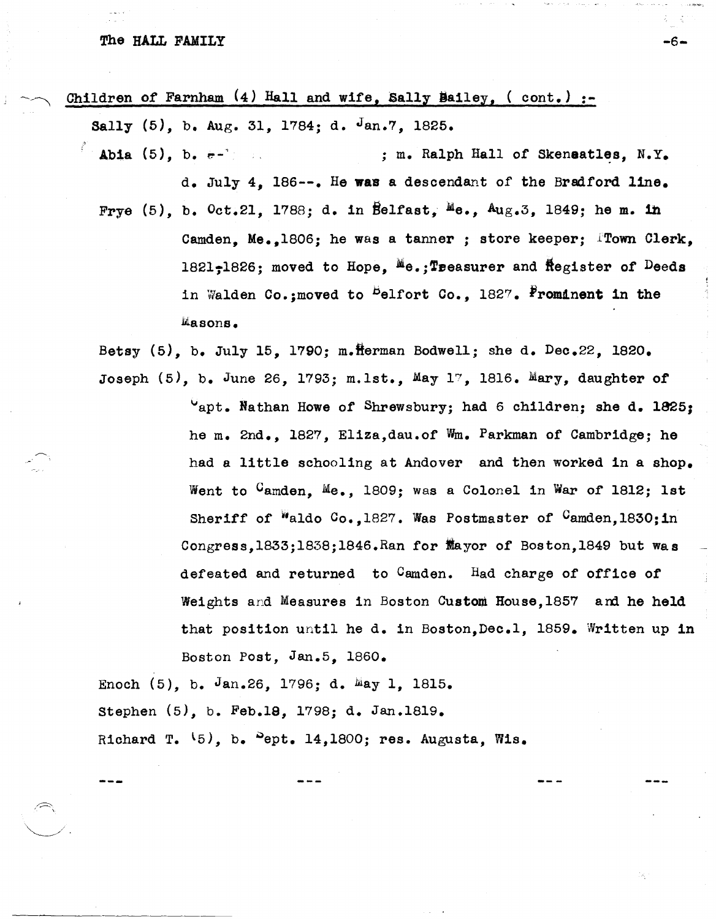Children of Farnham (4) Hall and wife, Sally Bailey, ( cont.) :-

Sally (5), b. Aug. 31, 1784; d. Jan.7, 1825.

Abia (5), b. ; m. Ralph Hall of Skeneatles, N.Y. d. July 4, 186--. He was a descendant of the Bradford line.

Frye (5), b. Oct.21, 1788; d. in Belfast, Me., Aug.3, 1849; he m. in Camden, Me.,1806; he was a tanner ; store keeper; Town Clerk, 1821-1826; moved to Hope, Me.;Treasurer and Register of Deeds in Walden Co.;moved to Belfort Co., 1827. Prominent in the Masons.

Betsy (5), b. July 15, 1790; m.Herman Bodwell; she d. Dec.22, 1820.

Joseph (5), b. June 26, 1793; m.1st., May 17, 1816. Mary, daughter of Capt. Nathan Howe of Shrewsbury; had 6 children; she d. 1825; he m. 2nd., 1827, Eliza,dau.of Wm. Parkman of Cambridge; he had a little schooling at Andover and then worked in a shop. Went to Camden, Me., 1809; was a Colonel in War of 1812; 1st Sheriff of Waldo Co.,1827. Was Postmaster of Camden,1830;in Congress,1833;1838;1846.Ran for Mayor of Boston,1849 but was defeated and returned to Camden. Had charge of office of Weights and Measures in Boston Custom House,1857 and he held that position until he d. in Boston,Dec.1, 1859. Written up in Boston Post, Jan.5, 1860.

Enoch (5), b. Jan.26, 1796; d. May 1, 1815.

Stephen (5), b. Feb.18, 1798; d. Jan.1819.

Richard T. (5), b. Sept. 14,1800; res. Augusta, Wis.

--- --- --- ---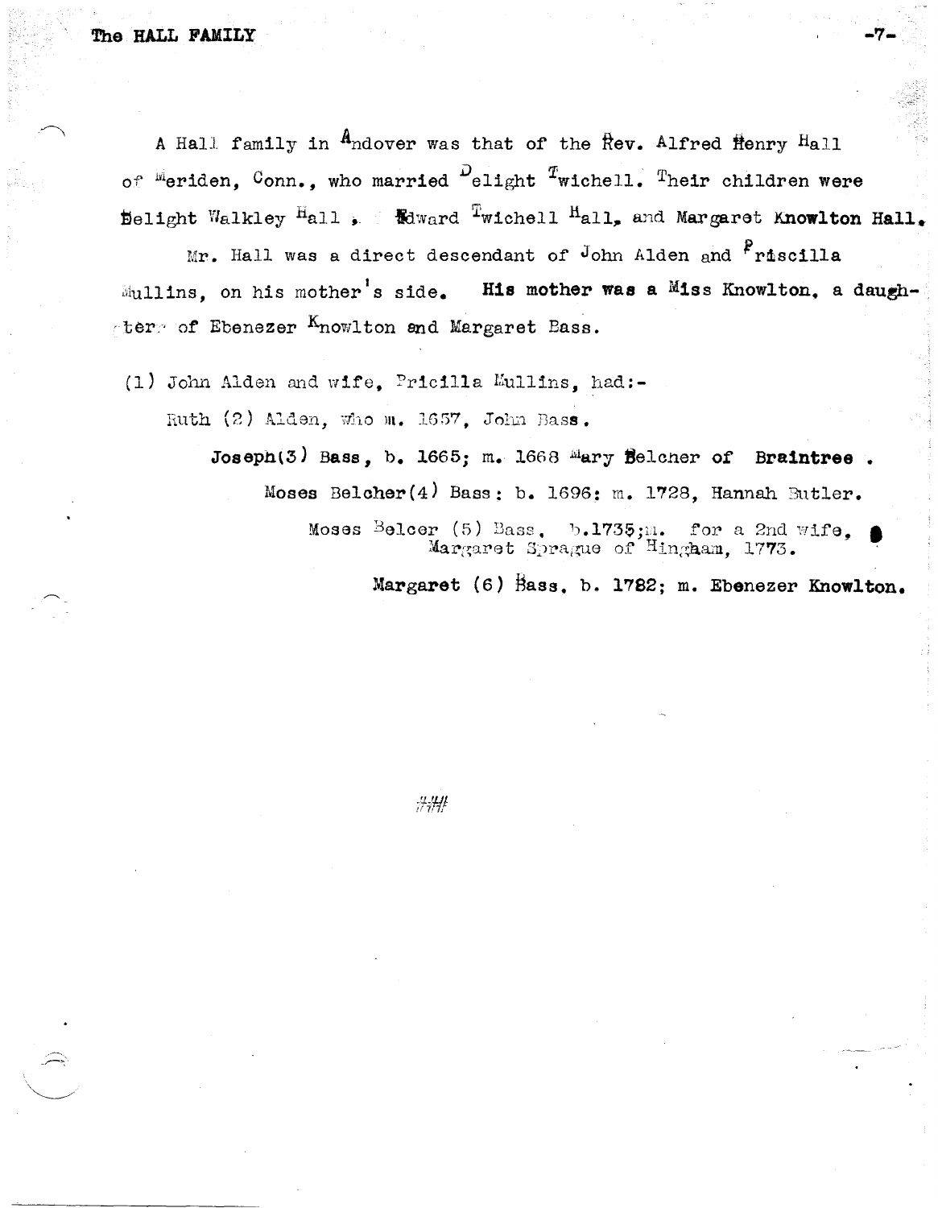A Hall family in Andover was that of the Rev. Alfred Henry Hall of Meriden, Conn., who married Delight Twichell. Their children were Delight Walkley Hall, Edward Twichell Hall, and Margaret **Knowlton Hall.**

Mr. Hall was a direct descendant of John Alden and Priscilla Mullins, on his mother's side. **His mother was a** Miss Knowlton, a daughter of Ebenezer Knowlton and Margaret Bass.

(1) John Alden and wife, Pricilla Mullins, had:-

Ruth (2) Alden, who m. 1657, John Bass.

**Joseph(3) Bass, b. 1665; m. 1668** Mary Belcher **of Braintree .**

Moses Belcher(4) Bass: b. 1696: m. 1728, Hannah Butler.

Moses Belcer (5) Bass, b.1735;m. for a 2nd wife, Margaret Sprague of Hingham, 1773.

**Margaret (6) Bass, b. 1782; m. Ebenezer Knowlton.**

###